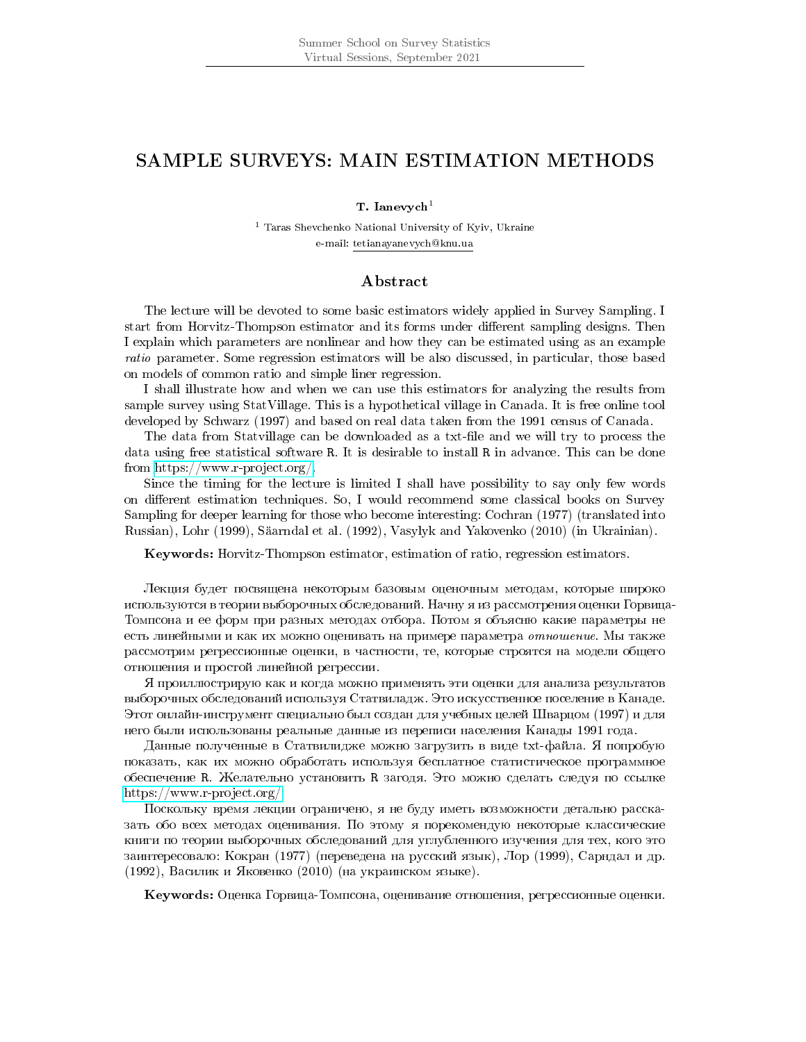# SAMPLE SURVEYS: MAIN ESTIMATION METHODS

**T. Ianevych**[1]

[1] Taras Shevchenko National University of Kyiv, Ukraine
e-mail: tetianayanevych@knu.ua

## Abstract

The lecture will be devoted to some basic estimators widely applied in Survey Sampling. I start from Horvitz-Thompson estimator and its forms under different sampling designs. Then I explain which parameters are nonlinear and how they can be estimated using as an example *ratio* parameter. Some regression estimators will be also discussed, in particular, those based on models of common ratio and simple liner regression.

I shall illustrate how and when we can use this estimators for analyzing the results from sample survey using StatVillage. This is a hypothetical village in Canada. It is free online tool developed by Schwarz (1997) and based on real data taken from the 1991 census of Canada.

The data from Statvillage can be downloaded as a txt-file and we will try to process the data using free statistical software R. It is desirable to install R in advance. This can be done from https://www.r-project.org/.

Since the timing for the lecture is limited I shall have possibility to say only few words on different estimation techniques. So, I would recommend some classical books on Survey Sampling for deeper learning for those who become interesting: Cochran (1977) (translated into Russian), Lohr (1999), Säarndal et al. (1992), Vasylyk and Yakovenko (2010) (in Ukrainian).

**Keywords:** Horvitz-Thompson estimator, estimation of ratio, regression estimators.

Лекция будет посвящена некоторым базовым оценочным методам, которые широко используются в теории выборочных обследований. Начну я из рассмотрения оценки Горвица-Томпсона и ее форм при разных методах отбора. Потом я объясню какие параметры не есть линейными и как их можно оценивать на примере параметра *отношение*. Мы также рассмотрим регрессионные оценки, в частности, те, которые строятся на модели общего отношения и простой линейной регрессии.

Я проиллюстрирую как и когда можно применять эти оценки для анализа результатов выборочных обследований используя Статвиладж. Это искусственное поселение в Канаде. Этот онлайн-инструмент специально был создан для учебных целей Шварцом (1997) и для него были использованы реальные данные из переписи населения Канады 1991 года.

Данные полученные в Статвилидже можно загрузить в виде txt-файла. Я попробую показать, как их можно обработать используя бесплатное статистическое программное обеспечение R. Желательно установить R загодя. Это можно сделать следуя по ссылке https://www.r-project.org/

Поскольку время лекции ограничено, я не буду иметь возможности детально рассказать обо всех методах оценивания. По этому я порекомендую некоторые классические книги по теории выборочных обследований для углубленного изучения для тех, кого это заинтересовало: Кокран (1977) (переведена на русский язык), Лор (1999), Сарндал и др. (1992), Василик и Яковенко (2010) (на украинском языке).

**Keywords:** Оценка Горвица-Томпсона, оценивание отношения, регрессионные оценки.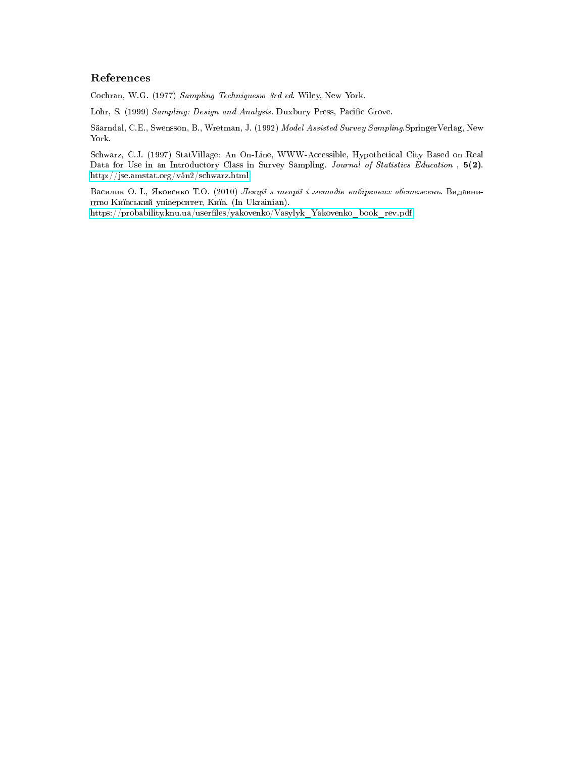## References

Cochran, W.G. (1977) *Sampling Techniquesю 3rd ed*. Wiley, New York.

Lohr, S. (1999) *Sampling: Design and Analysis*. Duxbury Press, Pacific Grove.

Säarndal, C.E., Swensson, B., Wretman, J. (1992) *Model Assisted Survey Sampling*.SpringerVerlag, New York.

Schwarz, C.J. (1997) StatVillage: An On-Line, WWW-Accessible, Hypothetical City Based on Real Data for Use in an Introductory Class in Survey Sampling. *Journal of Statistics Education* , **5(2)**. http://jse.amstat.org/v5n2/schwarz.html

Василик О. І., Яковенко Т.О. (2010) *Лекції з теорії і методів вибіркових обстежень*. Видавництво Київський університет, Київ. (In Ukrainian).
https://probability.knu.ua/userfiles/yakovenko/Vasylyk_Yakovenko_book_rev.pdf